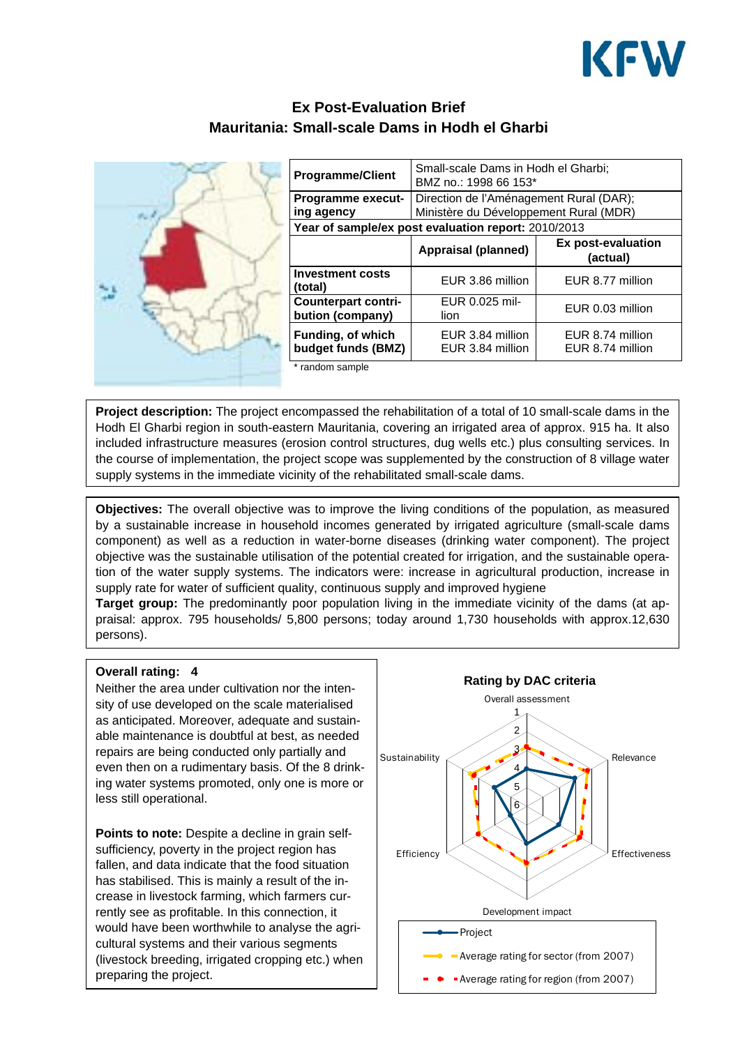# Ex Post-Evaluation Brief
## Mauritania: Small-scale Dams in Hodh el Gharbi

| Programme/Client | Small-scale Dams in Hodh el Gharbi; BMZ no.: 1998 66 153* | |
|---|---|---|
| Programme executing agency | Direction de l'Aménagement Rural (DAR); Ministère du Développement Rural (MDR) | |
| Year of sample/ex post evaluation report: 2010/2013 | | |
| | **Appraisal (planned)** | **Ex post-evaluation (actual)** |
| **Investment costs (total)** | EUR 3.86 million | EUR 8.77 million |
| **Counterpart contribution (company)** | EUR 0.025 million | EUR 0.03 million |
| **Funding, of which budget funds (BMZ)** | EUR 3.84 million<br>EUR 3.84 million | EUR 8.74 million<br>EUR 8.74 million |

\* random sample

**Project description:** The project encompassed the rehabilitation of a total of 10 small-scale dams in the Hodh El Gharbi region in south-eastern Mauritania, covering an irrigated area of approx. 915 ha. It also included infrastructure measures (erosion control structures, dug wells etc.) plus consulting services. In the course of implementation, the project scope was supplemented by the construction of 8 village water supply systems in the immediate vicinity of the rehabilitated small-scale dams.

**Objectives:** The overall objective was to improve the living conditions of the population, as measured by a sustainable increase in household incomes generated by irrigated agriculture (small-scale dams component) as well as a reduction in water-borne diseases (drinking water component). The project objective was the sustainable utilisation of the potential created for irrigation, and the sustainable operation of the water supply systems. The indicators were: increase in agricultural production, increase in supply rate for water of sufficient quality, continuous supply and improved hygiene

**Target group:** The predominantly poor population living in the immediate vicinity of the dams (at appraisal: approx. 795 households/ 5,800 persons; today around 1,730 households with approx.12,630 persons).

**Overall rating: 4**

Neither the area under cultivation nor the intensity of use developed on the scale materialised as anticipated. Moreover, adequate and sustainable maintenance is doubtful at best, as needed repairs are being conducted only partially and even then on a rudimentary basis. Of the 8 drinking water systems promoted, only one is more or less still operational.

**Points to note:** Despite a decline in grain self-sufficiency, poverty in the project region has fallen, and data indicate that the food situation has stabilised. This is mainly a result of the increase in livestock farming, which farmers currently see as profitable. In this connection, it would have been worthwhile to analyse the agricultural systems and their various segments (livestock breeding, irrigated cropping etc.) when preparing the project.

**Rating by DAC criteria**

Overall assessment; Relevance; Effectiveness; Development impact; Efficiency; Sustainability

- Project
- Average rating for sector (from 2007)
- Average rating for region (from 2007)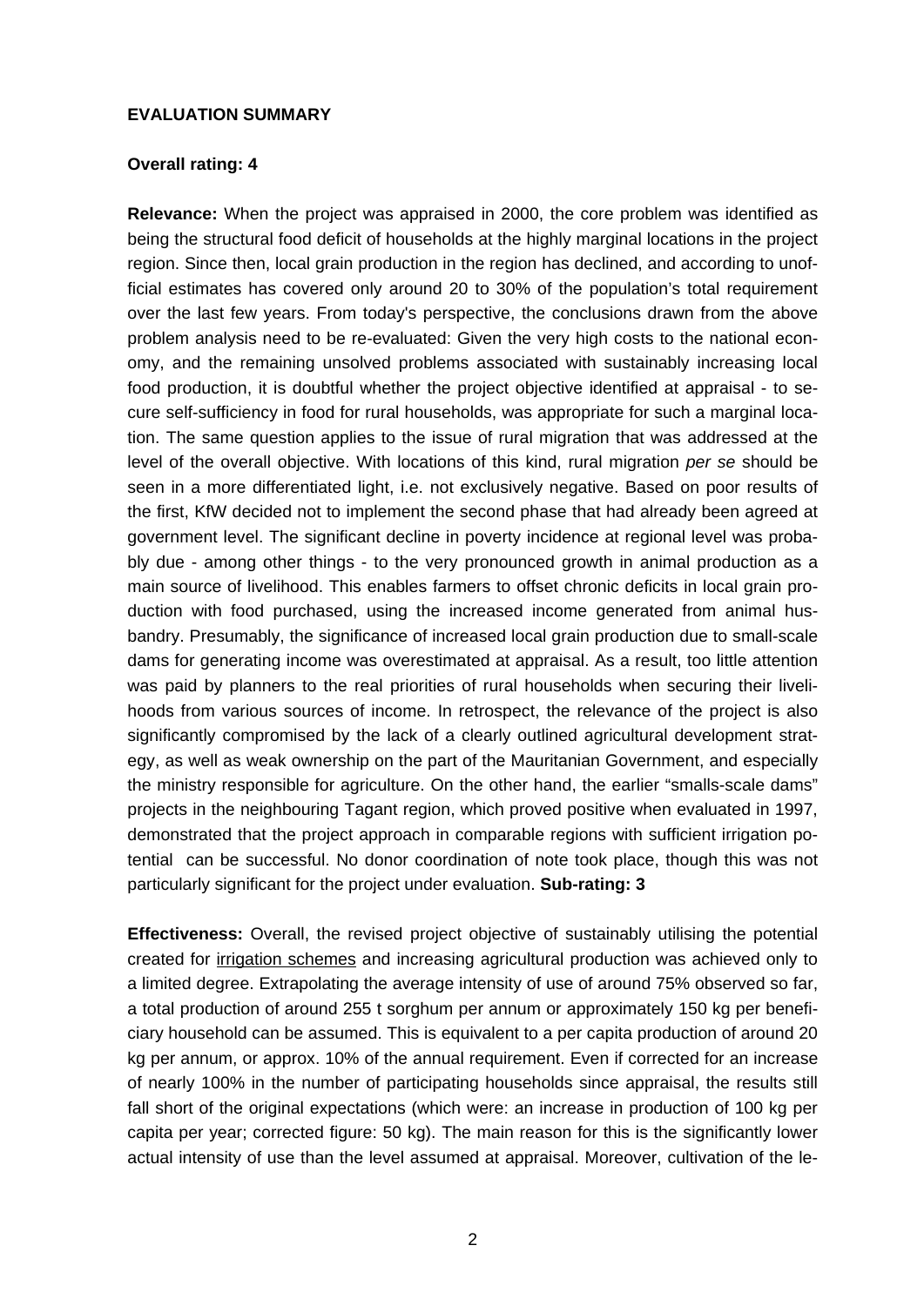**EVALUATION SUMMARY**

**Overall rating: 4**

**Relevance:** When the project was appraised in 2000, the core problem was identified as being the structural food deficit of households at the highly marginal locations in the project region. Since then, local grain production in the region has declined, and according to unofficial estimates has covered only around 20 to 30% of the population's total requirement over the last few years. From today's perspective, the conclusions drawn from the above problem analysis need to be re-evaluated: Given the very high costs to the national economy, and the remaining unsolved problems associated with sustainably increasing local food production, it is doubtful whether the project objective identified at appraisal - to secure self-sufficiency in food for rural households, was appropriate for such a marginal location. The same question applies to the issue of rural migration that was addressed at the level of the overall objective. With locations of this kind, rural migration *per se* should be seen in a more differentiated light, i.e. not exclusively negative. Based on poor results of the first, KfW decided not to implement the second phase that had already been agreed at government level. The significant decline in poverty incidence at regional level was probably due - among other things - to the very pronounced growth in animal production as a main source of livelihood. This enables farmers to offset chronic deficits in local grain production with food purchased, using the increased income generated from animal husbandry. Presumably, the significance of increased local grain production due to small-scale dams for generating income was overestimated at appraisal. As a result, too little attention was paid by planners to the real priorities of rural households when securing their livelihoods from various sources of income. In retrospect, the relevance of the project is also significantly compromised by the lack of a clearly outlined agricultural development strategy, as well as weak ownership on the part of the Mauritanian Government, and especially the ministry responsible for agriculture. On the other hand, the earlier "smalls-scale dams" projects in the neighbouring Tagant region, which proved positive when evaluated in 1997, demonstrated that the project approach in comparable regions with sufficient irrigation potential can be successful. No donor coordination of note took place, though this was not particularly significant for the project under evaluation. **Sub-rating: 3**

**Effectiveness:** Overall, the revised project objective of sustainably utilising the potential created for irrigation schemes and increasing agricultural production was achieved only to a limited degree. Extrapolating the average intensity of use of around 75% observed so far, a total production of around 255 t sorghum per annum or approximately 150 kg per beneficiary household can be assumed. This is equivalent to a per capita production of around 20 kg per annum, or approx. 10% of the annual requirement. Even if corrected for an increase of nearly 100% in the number of participating households since appraisal, the results still fall short of the original expectations (which were: an increase in production of 100 kg per capita per year; corrected figure: 50 kg). The main reason for this is the significantly lower actual intensity of use than the level assumed at appraisal. Moreover, cultivation of the le-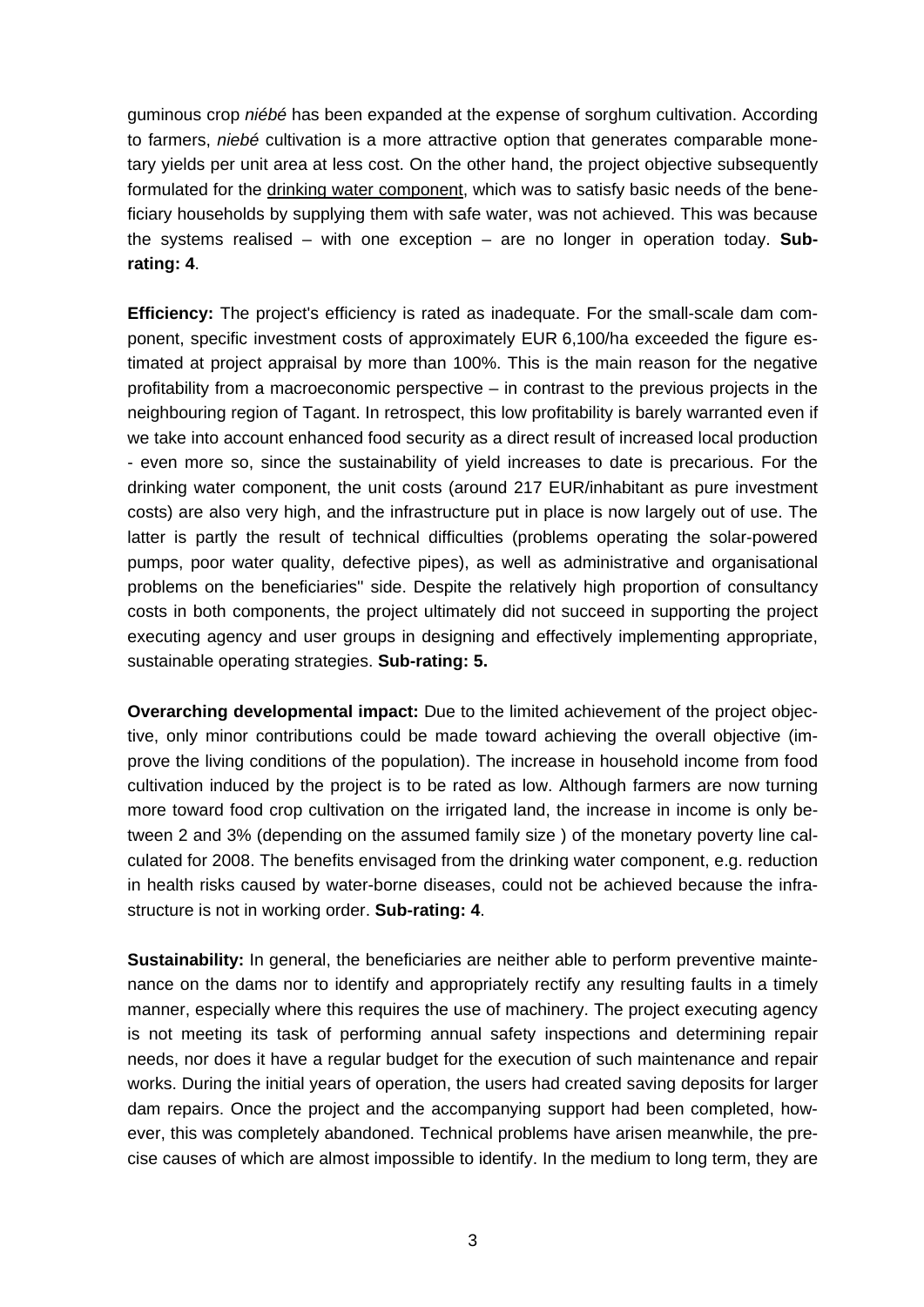guminous crop *niébé* has been expanded at the expense of sorghum cultivation. According to farmers, *niebé* cultivation is a more attractive option that generates comparable monetary yields per unit area at less cost. On the other hand, the project objective subsequently formulated for the drinking water component, which was to satisfy basic needs of the beneficiary households by supplying them with safe water, was not achieved. This was because the systems realised – with one exception – are no longer in operation today. **Sub-rating: 4**.

**Efficiency:** The project's efficiency is rated as inadequate. For the small-scale dam component, specific investment costs of approximately EUR 6,100/ha exceeded the figure estimated at project appraisal by more than 100%. This is the main reason for the negative profitability from a macroeconomic perspective – in contrast to the previous projects in the neighbouring region of Tagant. In retrospect, this low profitability is barely warranted even if we take into account enhanced food security as a direct result of increased local production - even more so, since the sustainability of yield increases to date is precarious. For the drinking water component, the unit costs (around 217 EUR/inhabitant as pure investment costs) are also very high, and the infrastructure put in place is now largely out of use. The latter is partly the result of technical difficulties (problems operating the solar-powered pumps, poor water quality, defective pipes), as well as administrative and organisational problems on the beneficiaries'' side. Despite the relatively high proportion of consultancy costs in both components, the project ultimately did not succeed in supporting the project executing agency and user groups in designing and effectively implementing appropriate, sustainable operating strategies. **Sub-rating: 5.**

**Overarching developmental impact:** Due to the limited achievement of the project objective, only minor contributions could be made toward achieving the overall objective (improve the living conditions of the population). The increase in household income from food cultivation induced by the project is to be rated as low. Although farmers are now turning more toward food crop cultivation on the irrigated land, the increase in income is only between 2 and 3% (depending on the assumed family size ) of the monetary poverty line calculated for 2008. The benefits envisaged from the drinking water component, e.g. reduction in health risks caused by water-borne diseases, could not be achieved because the infrastructure is not in working order. **Sub-rating: 4**.

**Sustainability:** In general, the beneficiaries are neither able to perform preventive maintenance on the dams nor to identify and appropriately rectify any resulting faults in a timely manner, especially where this requires the use of machinery. The project executing agency is not meeting its task of performing annual safety inspections and determining repair needs, nor does it have a regular budget for the execution of such maintenance and repair works. During the initial years of operation, the users had created saving deposits for larger dam repairs. Once the project and the accompanying support had been completed, however, this was completely abandoned. Technical problems have arisen meanwhile, the precise causes of which are almost impossible to identify. In the medium to long term, they are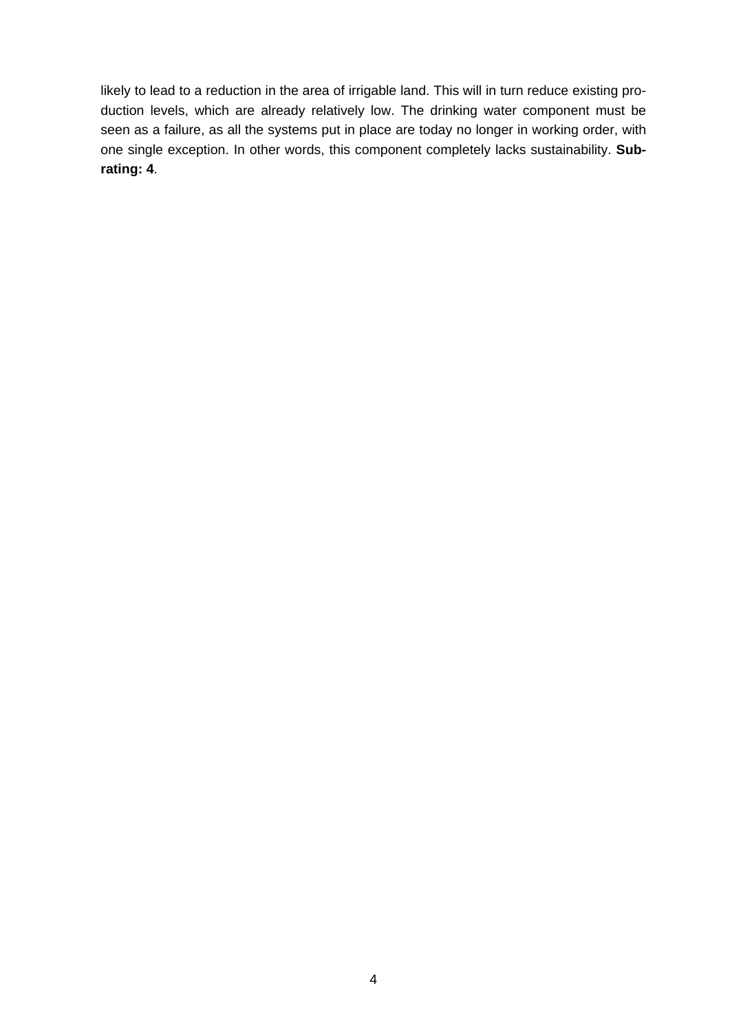likely to lead to a reduction in the area of irrigable land. This will in turn reduce existing production levels, which are already relatively low. The drinking water component must be seen as a failure, as all the systems put in place are today no longer in working order, with one single exception. In other words, this component completely lacks sustainability. **Sub-rating: 4**.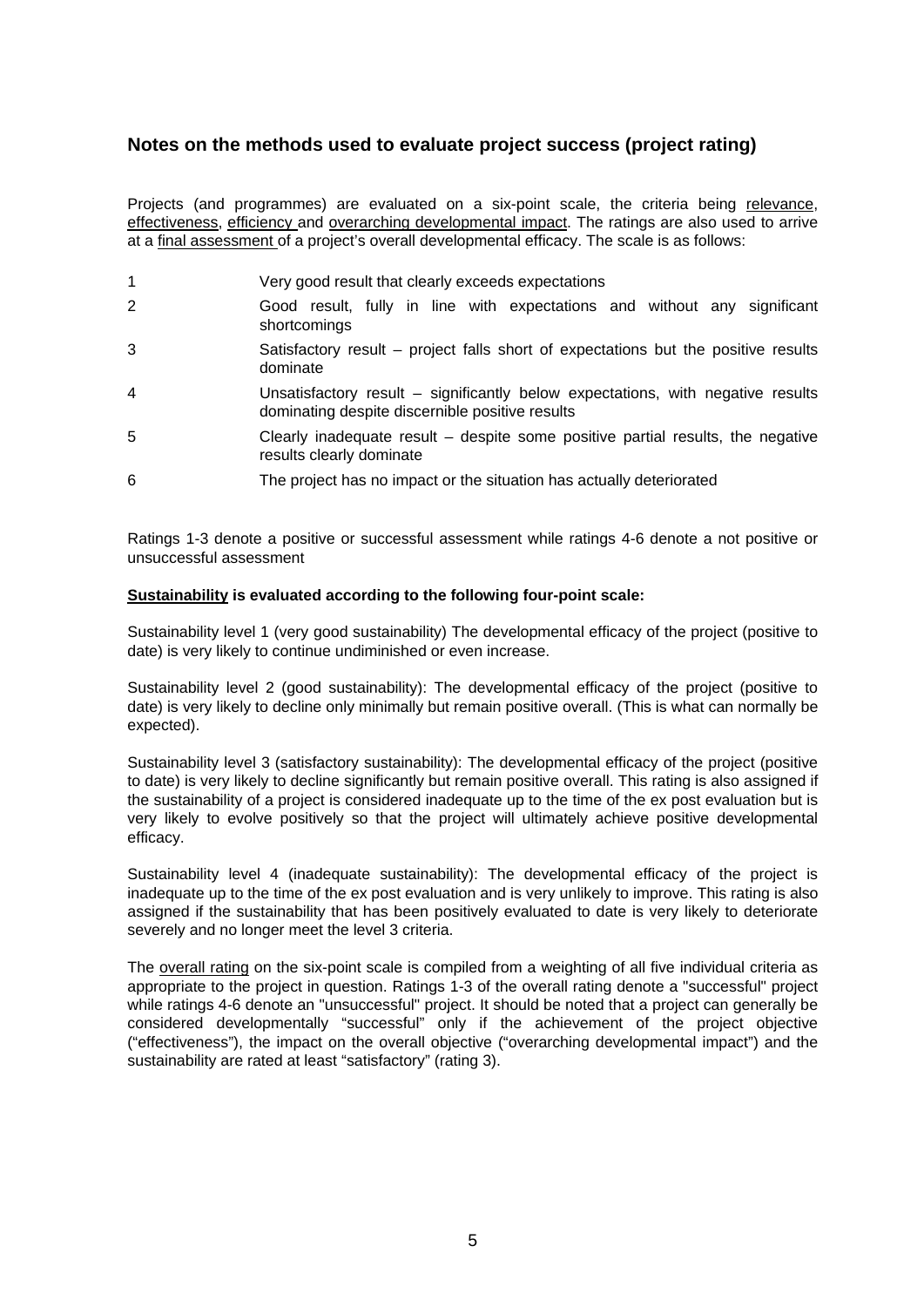## Notes on the methods used to evaluate project success (project rating)

Projects (and programmes) are evaluated on a six-point scale, the criteria being relevance, effectiveness, efficiency and overarching developmental impact. The ratings are also used to arrive at a final assessment of a project's overall developmental efficacy. The scale is as follows:

| | |
|---|---|
| 1 | Very good result that clearly exceeds expectations |
| 2 | Good result, fully in line with expectations and without any significant shortcomings |
| 3 | Satisfactory result – project falls short of expectations but the positive results dominate |
| 4 | Unsatisfactory result – significantly below expectations, with negative results dominating despite discernible positive results |
| 5 | Clearly inadequate result – despite some positive partial results, the negative results clearly dominate |
| 6 | The project has no impact or the situation has actually deteriorated |

Ratings 1-3 denote a positive or successful assessment while ratings 4-6 denote a not positive or unsuccessful assessment

**Sustainability is evaluated according to the following four-point scale:**

Sustainability level 1 (very good sustainability) The developmental efficacy of the project (positive to date) is very likely to continue undiminished or even increase.

Sustainability level 2 (good sustainability): The developmental efficacy of the project (positive to date) is very likely to decline only minimally but remain positive overall. (This is what can normally be expected).

Sustainability level 3 (satisfactory sustainability): The developmental efficacy of the project (positive to date) is very likely to decline significantly but remain positive overall. This rating is also assigned if the sustainability of a project is considered inadequate up to the time of the ex post evaluation but is very likely to evolve positively so that the project will ultimately achieve positive developmental efficacy.

Sustainability level 4 (inadequate sustainability): The developmental efficacy of the project is inadequate up to the time of the ex post evaluation and is very unlikely to improve. This rating is also assigned if the sustainability that has been positively evaluated to date is very likely to deteriorate severely and no longer meet the level 3 criteria.

The overall rating on the six-point scale is compiled from a weighting of all five individual criteria as appropriate to the project in question. Ratings 1-3 of the overall rating denote a "successful" project while ratings 4-6 denote an "unsuccessful" project. It should be noted that a project can generally be considered developmentally "successful" only if the achievement of the project objective ("effectiveness"), the impact on the overall objective ("overarching developmental impact") and the sustainability are rated at least "satisfactory" (rating 3).